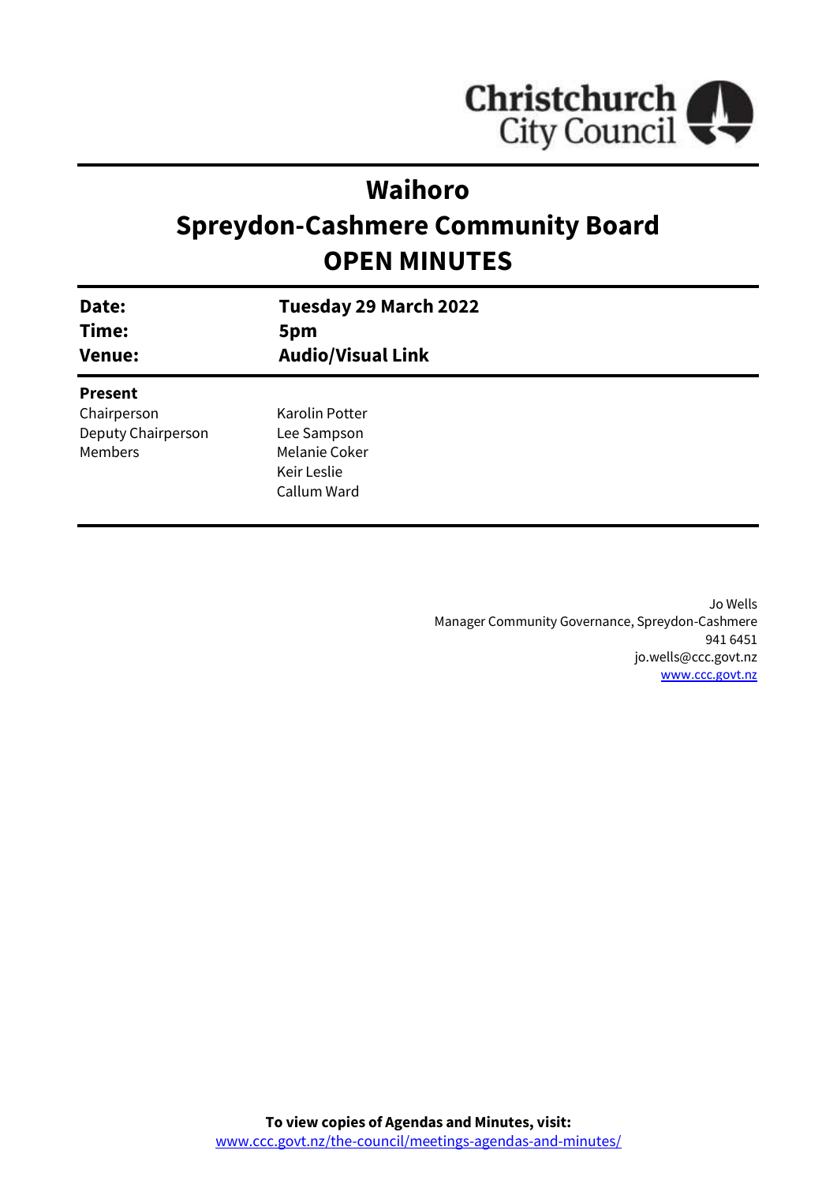Christchurch City Council

# Waihoro
# Spreydon-Cashmere Community Board
# OPEN MINUTES

| | |
|---|---|
| **Date:** | **Tuesday 29 March 2022** |
| **Time:** | **5pm** |
| **Venue:** | **Audio/Visual Link** |

**Present**

| | |
|---|---|
| Chairperson | Karolin Potter |
| Deputy Chairperson | Lee Sampson |
| Members | Melanie Coker |
| | Keir Leslie |
| | Callum Ward |

Jo Wells
Manager Community Governance, Spreydon-Cashmere
941 6451
jo.wells@ccc.govt.nz
www.ccc.govt.nz

**To view copies of Agendas and Minutes, visit:**
www.ccc.govt.nz/the-council/meetings-agendas-and-minutes/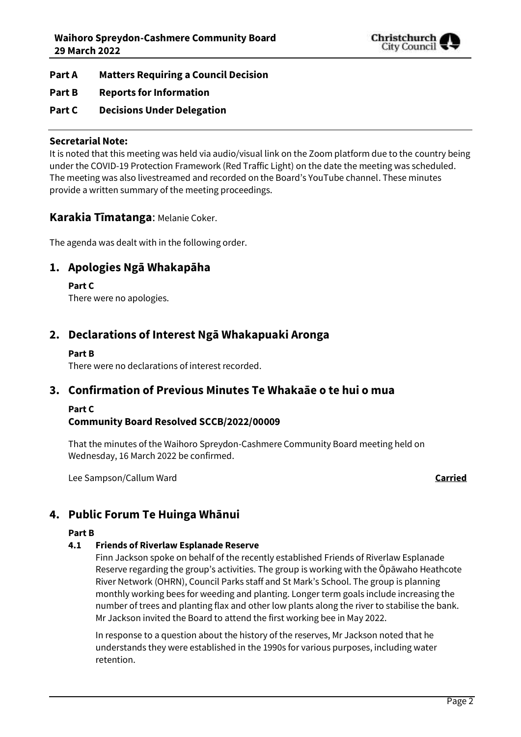**Part A Matters Requiring a Council Decision**

**Part B Reports for Information**

**Part C Decisions Under Delegation**

---

**Secretarial Note:**
It is noted that this meeting was held via audio/visual link on the Zoom platform due to the country being under the COVID-19 Protection Framework (Red Traffic Light) on the date the meeting was scheduled. The meeting was also livestreamed and recorded on the Board's YouTube channel. These minutes provide a written summary of the meeting proceedings.

## Karakia Tīmatanga: Melanie Coker.

The agenda was dealt with in the following order.

## 1. Apologies Ngā Whakapāha

**Part C**
There were no apologies.

## 2. Declarations of Interest Ngā Whakapuaki Aronga

**Part B**
There were no declarations of interest recorded.

## 3. Confirmation of Previous Minutes Te Whakaāe o te hui o mua

**Part C**
**Community Board Resolved SCCB/2022/00009**

That the minutes of the Waihoro Spreydon-Cashmere Community Board meeting held on Wednesday, 16 March 2022 be confirmed.

Lee Sampson/Callum Ward **Carried**

## 4. Public Forum Te Huinga Whānui

**Part B**

### 4.1 Friends of Riverlaw Esplanade Reserve

Finn Jackson spoke on behalf of the recently established Friends of Riverlaw Esplanade Reserve regarding the group's activities. The group is working with the Ōpāwaho Heathcote River Network (OHRN), Council Parks staff and St Mark's School. The group is planning monthly working bees for weeding and planting. Longer term goals include increasing the number of trees and planting flax and other low plants along the river to stabilise the bank. Mr Jackson invited the Board to attend the first working bee in May 2022.

In response to a question about the history of the reserves, Mr Jackson noted that he understands they were established in the 1990s for various purposes, including water retention.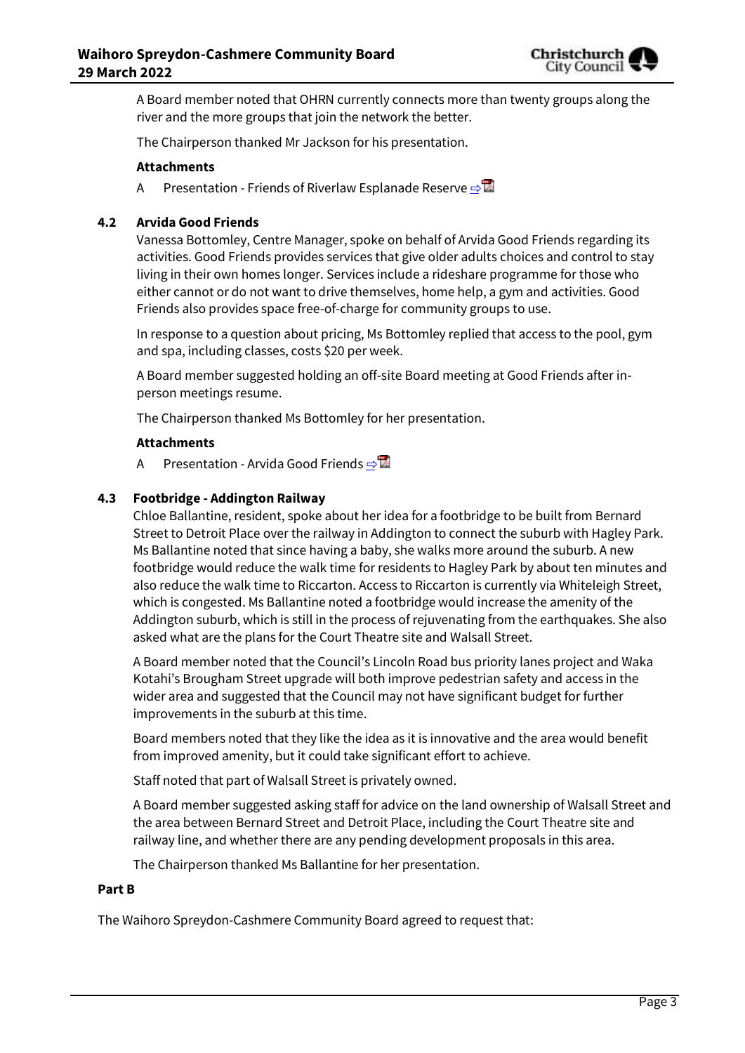A Board member noted that OHRN currently connects more than twenty groups along the river and the more groups that join the network the better.

The Chairperson thanked Mr Jackson for his presentation.

**Attachments**

A Presentation - Friends of Riverlaw Esplanade Reserve ⇨

### 4.2 Arvida Good Friends

Vanessa Bottomley, Centre Manager, spoke on behalf of Arvida Good Friends regarding its activities. Good Friends provides services that give older adults choices and control to stay living in their own homes longer. Services include a rideshare programme for those who either cannot or do not want to drive themselves, home help, a gym and activities. Good Friends also provides space free-of-charge for community groups to use.

In response to a question about pricing, Ms Bottomley replied that access to the pool, gym and spa, including classes, costs $20 per week.

A Board member suggested holding an off-site Board meeting at Good Friends after in-person meetings resume.

The Chairperson thanked Ms Bottomley for her presentation.

**Attachments**

A Presentation - Arvida Good Friends ⇨

### 4.3 Footbridge - Addington Railway

Chloe Ballantine, resident, spoke about her idea for a footbridge to be built from Bernard Street to Detroit Place over the railway in Addington to connect the suburb with Hagley Park. Ms Ballantine noted that since having a baby, she walks more around the suburb. A new footbridge would reduce the walk time for residents to Hagley Park by about ten minutes and also reduce the walk time to Riccarton. Access to Riccarton is currently via Whiteleigh Street, which is congested. Ms Ballantine noted a footbridge would increase the amenity of the Addington suburb, which is still in the process of rejuvenating from the earthquakes. She also asked what are the plans for the Court Theatre site and Walsall Street.

A Board member noted that the Council's Lincoln Road bus priority lanes project and Waka Kotahi's Brougham Street upgrade will both improve pedestrian safety and access in the wider area and suggested that the Council may not have significant budget for further improvements in the suburb at this time.

Board members noted that they like the idea as it is innovative and the area would benefit from improved amenity, but it could take significant effort to achieve.

Staff noted that part of Walsall Street is privately owned.

A Board member suggested asking staff for advice on the land ownership of Walsall Street and the area between Bernard Street and Detroit Place, including the Court Theatre site and railway line, and whether there are any pending development proposals in this area.

The Chairperson thanked Ms Ballantine for her presentation.

**Part B**

The Waihoro Spreydon-Cashmere Community Board agreed to request that: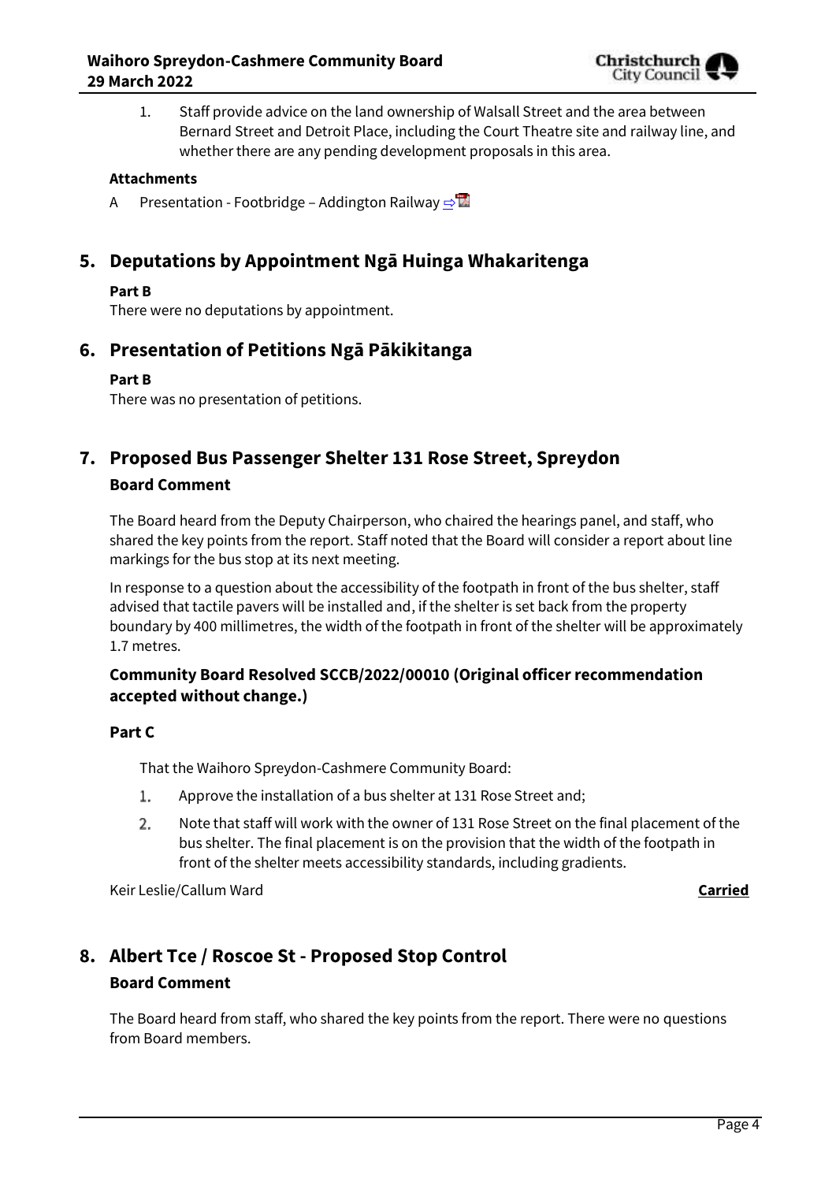1. Staff provide advice on the land ownership of Walsall Street and the area between Bernard Street and Detroit Place, including the Court Theatre site and railway line, and whether there are any pending development proposals in this area.

**Attachments**

A Presentation - Footbridge – Addington Railway ⇨

## 5. Deputations by Appointment Ngā Huinga Whakaritenga

**Part B**

There were no deputations by appointment.

## 6. Presentation of Petitions Ngā Pākikitanga

**Part B**

There was no presentation of petitions.

## 7. Proposed Bus Passenger Shelter 131 Rose Street, Spreydon

### Board Comment

The Board heard from the Deputy Chairperson, who chaired the hearings panel, and staff, who shared the key points from the report. Staff noted that the Board will consider a report about line markings for the bus stop at its next meeting.

In response to a question about the accessibility of the footpath in front of the bus shelter, staff advised that tactile pavers will be installed and, if the shelter is set back from the property boundary by 400 millimetres, the width of the footpath in front of the shelter will be approximately 1.7 metres.

### Community Board Resolved SCCB/2022/00010 (Original officer recommendation accepted without change.)

**Part C**

That the Waihoro Spreydon-Cashmere Community Board:

1. Approve the installation of a bus shelter at 131 Rose Street and;
2. Note that staff will work with the owner of 131 Rose Street on the final placement of the bus shelter. The final placement is on the provision that the width of the footpath in front of the shelter meets accessibility standards, including gradients.

Keir Leslie/Callum Ward **Carried**

## 8. Albert Tce / Roscoe St - Proposed Stop Control

### Board Comment

The Board heard from staff, who shared the key points from the report. There were no questions from Board members.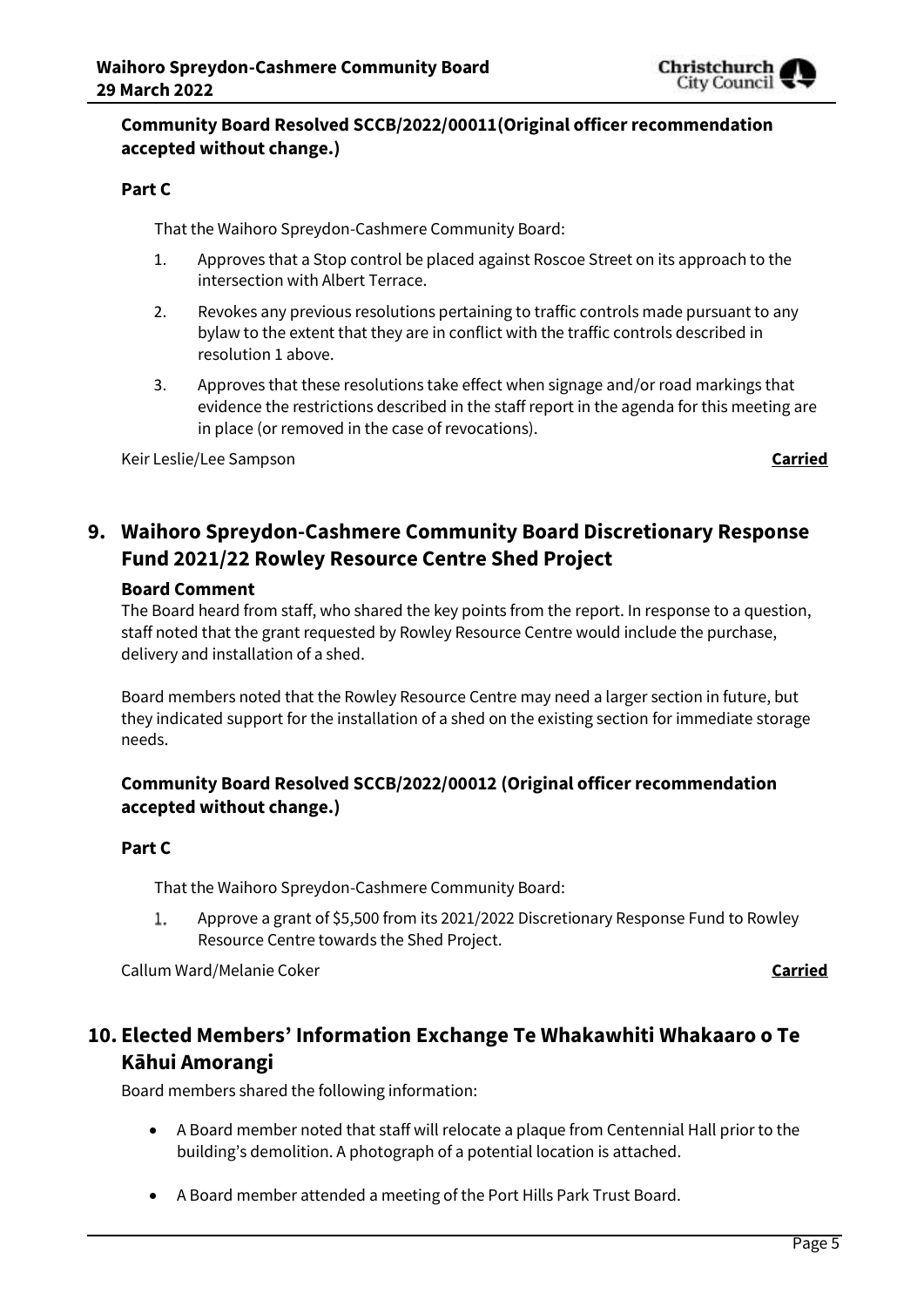**Community Board Resolved SCCB/2022/00011(Original officer recommendation accepted without change.)**

**Part C**

That the Waihoro Spreydon-Cashmere Community Board:

1. Approves that a Stop control be placed against Roscoe Street on its approach to the intersection with Albert Terrace.
2. Revokes any previous resolutions pertaining to traffic controls made pursuant to any bylaw to the extent that they are in conflict with the traffic controls described in resolution 1 above.
3. Approves that these resolutions take effect when signage and/or road markings that evidence the restrictions described in the staff report in the agenda for this meeting are in place (or removed in the case of revocations).

Keir Leslie/Lee Sampson **Carried**

## 9. Waihoro Spreydon-Cashmere Community Board Discretionary Response Fund 2021/22 Rowley Resource Centre Shed Project

**Board Comment**

The Board heard from staff, who shared the key points from the report. In response to a question, staff noted that the grant requested by Rowley Resource Centre would include the purchase, delivery and installation of a shed.

Board members noted that the Rowley Resource Centre may need a larger section in future, but they indicated support for the installation of a shed on the existing section for immediate storage needs.

**Community Board Resolved SCCB/2022/00012 (Original officer recommendation accepted without change.)**

**Part C**

That the Waihoro Spreydon-Cashmere Community Board:

1. Approve a grant of $5,500 from its 2021/2022 Discretionary Response Fund to Rowley Resource Centre towards the Shed Project.

Callum Ward/Melanie Coker **Carried**

## 10. Elected Members' Information Exchange Te Whakawhiti Whakaaro o Te Kāhui Amorangi

Board members shared the following information:

- A Board member noted that staff will relocate a plaque from Centennial Hall prior to the building's demolition. A photograph of a potential location is attached.
- A Board member attended a meeting of the Port Hills Park Trust Board.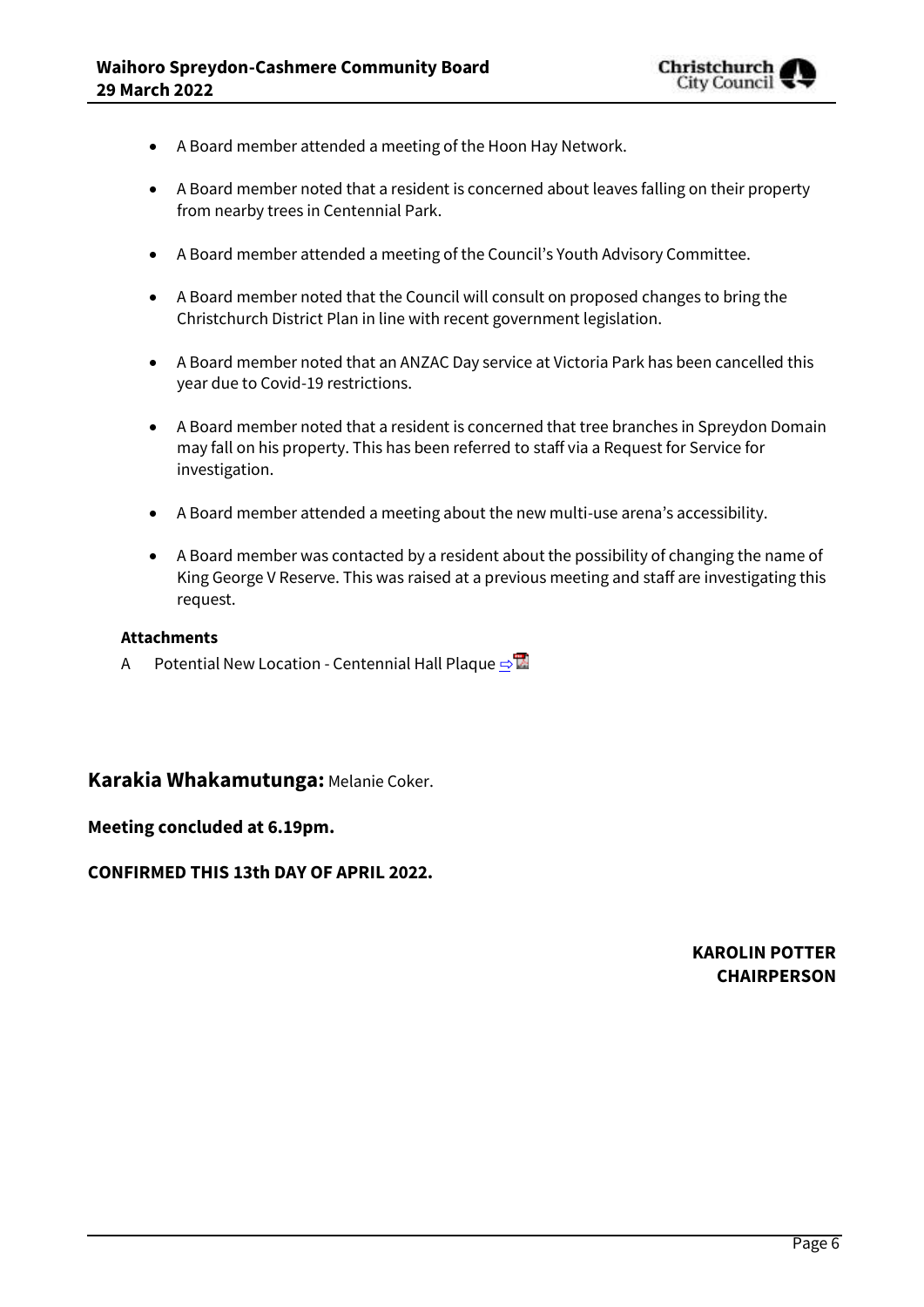- A Board member attended a meeting of the Hoon Hay Network.
- A Board member noted that a resident is concerned about leaves falling on their property from nearby trees in Centennial Park.
- A Board member attended a meeting of the Council's Youth Advisory Committee.
- A Board member noted that the Council will consult on proposed changes to bring the Christchurch District Plan in line with recent government legislation.
- A Board member noted that an ANZAC Day service at Victoria Park has been cancelled this year due to Covid-19 restrictions.
- A Board member noted that a resident is concerned that tree branches in Spreydon Domain may fall on his property. This has been referred to staff via a Request for Service for investigation.
- A Board member attended a meeting about the new multi-use arena's accessibility.
- A Board member was contacted by a resident about the possibility of changing the name of King George V Reserve. This was raised at a previous meeting and staff are investigating this request.

**Attachments**

A Potential New Location - Centennial Hall Plaque ⇨

## Karakia Whakamutunga: Melanie Coker.

**Meeting concluded at 6.19pm.**

**CONFIRMED THIS 13th DAY OF APRIL 2022.**

**KAROLIN POTTER**
**CHAIRPERSON**